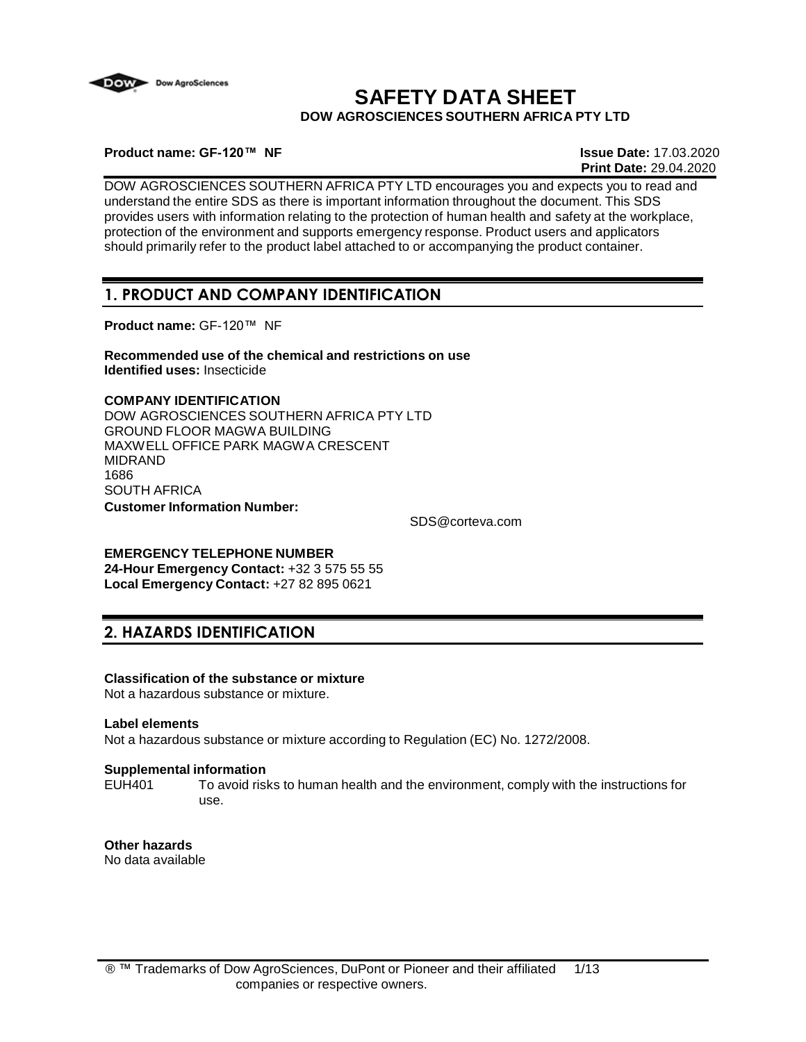# SAFETY DATA SHEET

**DOW AGROSCIENCES SOUTHERN AFRICA PTY LTD**

**Product name: GF-120™ NF**

**Issue Date:** 17.03.2020
**Print Date:** 29.04.2020

DOW AGROSCIENCES SOUTHERN AFRICA PTY LTD encourages you and expects you to read and understand the entire SDS as there is important information throughout the document. This SDS provides users with information relating to the protection of human health and safety at the workplace, protection of the environment and supports emergency response. Product users and applicators should primarily refer to the product label attached to or accompanying the product container.

## 1. PRODUCT AND COMPANY IDENTIFICATION

**Product name:** GF-120™ NF

**Recommended use of the chemical and restrictions on use**
**Identified uses:** Insecticide

**COMPANY IDENTIFICATION**
DOW AGROSCIENCES SOUTHERN AFRICA PTY LTD
GROUND FLOOR MAGWA BUILDING
MAXWELL OFFICE PARK MAGWA CRESCENT
MIDRAND
1686
SOUTH AFRICA
**Customer Information Number:**

SDS@corteva.com

**EMERGENCY TELEPHONE NUMBER**
**24-Hour Emergency Contact:** +32 3 575 55 55
**Local Emergency Contact:** +27 82 895 0621

## 2. HAZARDS IDENTIFICATION

**Classification of the substance or mixture**
Not a hazardous substance or mixture.

**Label elements**
Not a hazardous substance or mixture according to Regulation (EC) No. 1272/2008.

**Supplemental information**
EUH401 To avoid risks to human health and the environment, comply with the instructions for use.

**Other hazards**
No data available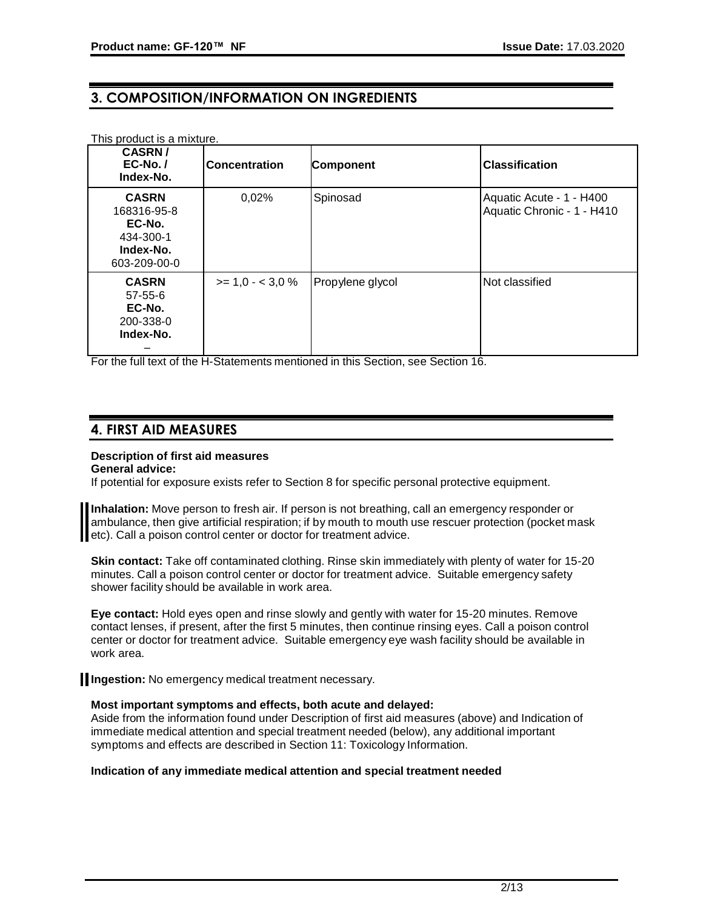## 3. COMPOSITION/INFORMATION ON INGREDIENTS

This product is a mixture.

| CASRN / EC-No. / Index-No. | Concentration | Component | Classification |
|---|---|---|---|
| **CASRN** 168316-95-8 **EC-No.** 434-300-1 **Index-No.** 603-209-00-0 | 0,02% | Spinosad | Aquatic Acute - 1 - H400<br>Aquatic Chronic - 1 - H410 |
| **CASRN** 57-55-6 **EC-No.** 200-338-0 **Index-No.** – | >= 1,0 - < 3,0 % | Propylene glycol | Not classified |

For the full text of the H-Statements mentioned in this Section, see Section 16.

## 4. FIRST AID MEASURES

**Description of first aid measures**

**General advice:**

If potential for exposure exists refer to Section 8 for specific personal protective equipment.

**Inhalation:** Move person to fresh air. If person is not breathing, call an emergency responder or ambulance, then give artificial respiration; if by mouth to mouth use rescuer protection (pocket mask etc). Call a poison control center or doctor for treatment advice.

**Skin contact:** Take off contaminated clothing. Rinse skin immediately with plenty of water for 15-20 minutes. Call a poison control center or doctor for treatment advice. Suitable emergency safety shower facility should be available in work area.

**Eye contact:** Hold eyes open and rinse slowly and gently with water for 15-20 minutes. Remove contact lenses, if present, after the first 5 minutes, then continue rinsing eyes. Call a poison control center or doctor for treatment advice. Suitable emergency eye wash facility should be available in work area.

**Ingestion:** No emergency medical treatment necessary.

**Most important symptoms and effects, both acute and delayed:**

Aside from the information found under Description of first aid measures (above) and Indication of immediate medical attention and special treatment needed (below), any additional important symptoms and effects are described in Section 11: Toxicology Information.

**Indication of any immediate medical attention and special treatment needed**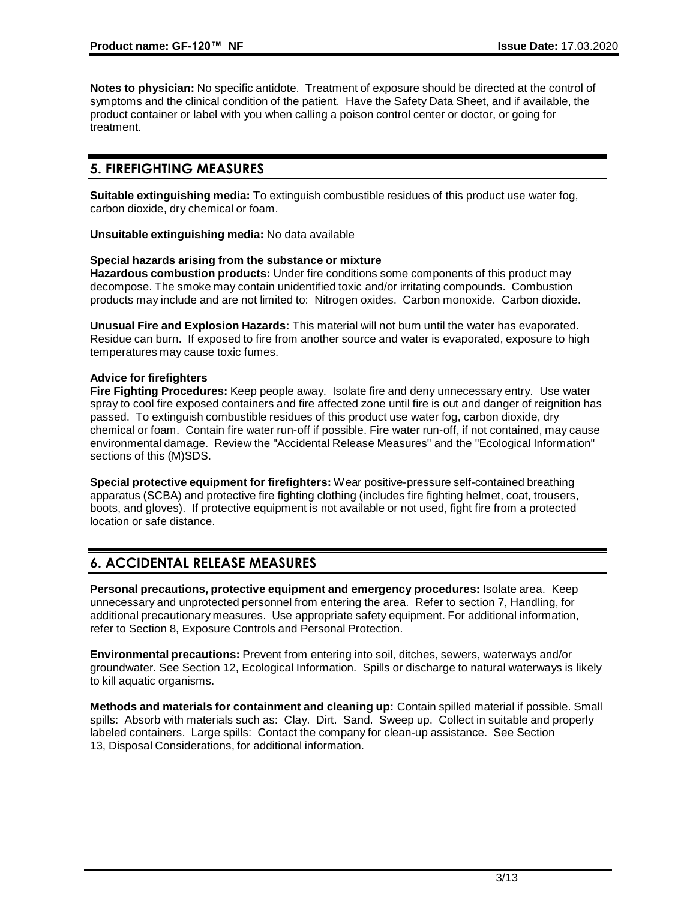**Notes to physician:** No specific antidote. Treatment of exposure should be directed at the control of symptoms and the clinical condition of the patient. Have the Safety Data Sheet, and if available, the product container or label with you when calling a poison control center or doctor, or going for treatment.

## 5. FIREFIGHTING MEASURES

**Suitable extinguishing media:** To extinguish combustible residues of this product use water fog, carbon dioxide, dry chemical or foam.

**Unsuitable extinguishing media:** No data available

**Special hazards arising from the substance or mixture**

**Hazardous combustion products:** Under fire conditions some components of this product may decompose. The smoke may contain unidentified toxic and/or irritating compounds. Combustion products may include and are not limited to: Nitrogen oxides. Carbon monoxide. Carbon dioxide.

**Unusual Fire and Explosion Hazards:** This material will not burn until the water has evaporated. Residue can burn. If exposed to fire from another source and water is evaporated, exposure to high temperatures may cause toxic fumes.

**Advice for firefighters**

**Fire Fighting Procedures:** Keep people away. Isolate fire and deny unnecessary entry. Use water spray to cool fire exposed containers and fire affected zone until fire is out and danger of reignition has passed. To extinguish combustible residues of this product use water fog, carbon dioxide, dry chemical or foam. Contain fire water run-off if possible. Fire water run-off, if not contained, may cause environmental damage. Review the "Accidental Release Measures" and the "Ecological Information" sections of this (M)SDS.

**Special protective equipment for firefighters:** Wear positive-pressure self-contained breathing apparatus (SCBA) and protective fire fighting clothing (includes fire fighting helmet, coat, trousers, boots, and gloves). If protective equipment is not available or not used, fight fire from a protected location or safe distance.

## 6. ACCIDENTAL RELEASE MEASURES

**Personal precautions, protective equipment and emergency procedures:** Isolate area. Keep unnecessary and unprotected personnel from entering the area. Refer to section 7, Handling, for additional precautionary measures. Use appropriate safety equipment. For additional information, refer to Section 8, Exposure Controls and Personal Protection.

**Environmental precautions:** Prevent from entering into soil, ditches, sewers, waterways and/or groundwater. See Section 12, Ecological Information. Spills or discharge to natural waterways is likely to kill aquatic organisms.

**Methods and materials for containment and cleaning up:** Contain spilled material if possible. Small spills: Absorb with materials such as: Clay. Dirt. Sand. Sweep up. Collect in suitable and properly labeled containers. Large spills: Contact the company for clean-up assistance. See Section 13, Disposal Considerations, for additional information.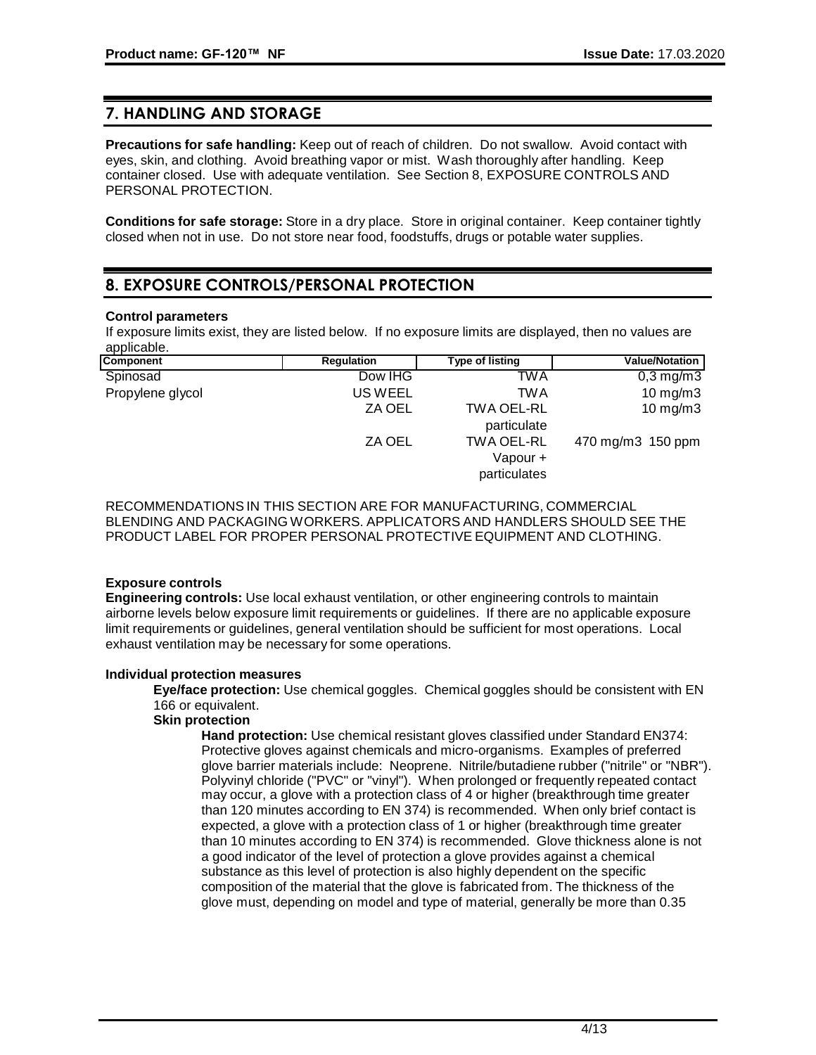## 7. HANDLING AND STORAGE

**Precautions for safe handling:** Keep out of reach of children. Do not swallow. Avoid contact with eyes, skin, and clothing. Avoid breathing vapor or mist. Wash thoroughly after handling. Keep container closed. Use with adequate ventilation. See Section 8, EXPOSURE CONTROLS AND PERSONAL PROTECTION.

**Conditions for safe storage:** Store in a dry place. Store in original container. Keep container tightly closed when not in use. Do not store near food, foodstuffs, drugs or potable water supplies.

## 8. EXPOSURE CONTROLS/PERSONAL PROTECTION

### Control parameters

If exposure limits exist, they are listed below. If no exposure limits are displayed, then no values are applicable.

| Component | Regulation | Type of listing | Value/Notation |
|---|---|---|---|
| Spinosad | Dow IHG | TWA | 0,3 mg/m3 |
| Propylene glycol | US WEEL | TWA | 10 mg/m3 |
| | ZA OEL | TWA OEL-RL particulate | 10 mg/m3 |
| | ZA OEL | TWA OEL-RL Vapour + particulates | 470 mg/m3 150 ppm |

RECOMMENDATIONS IN THIS SECTION ARE FOR MANUFACTURING, COMMERCIAL BLENDING AND PACKAGING WORKERS. APPLICATORS AND HANDLERS SHOULD SEE THE PRODUCT LABEL FOR PROPER PERSONAL PROTECTIVE EQUIPMENT AND CLOTHING.

### Exposure controls

**Engineering controls:** Use local exhaust ventilation, or other engineering controls to maintain airborne levels below exposure limit requirements or guidelines. If there are no applicable exposure limit requirements or guidelines, general ventilation should be sufficient for most operations. Local exhaust ventilation may be necessary for some operations.

### Individual protection measures

**Eye/face protection:** Use chemical goggles. Chemical goggles should be consistent with EN 166 or equivalent.

**Skin protection**

**Hand protection:** Use chemical resistant gloves classified under Standard EN374: Protective gloves against chemicals and micro-organisms. Examples of preferred glove barrier materials include: Neoprene. Nitrile/butadiene rubber ("nitrile" or "NBR"). Polyvinyl chloride ("PVC" or "vinyl"). When prolonged or frequently repeated contact may occur, a glove with a protection class of 4 or higher (breakthrough time greater than 120 minutes according to EN 374) is recommended. When only brief contact is expected, a glove with a protection class of 1 or higher (breakthrough time greater than 10 minutes according to EN 374) is recommended. Glove thickness alone is not a good indicator of the level of protection a glove provides against a chemical substance as this level of protection is also highly dependent on the specific composition of the material that the glove is fabricated from. The thickness of the glove must, depending on model and type of material, generally be more than 0.35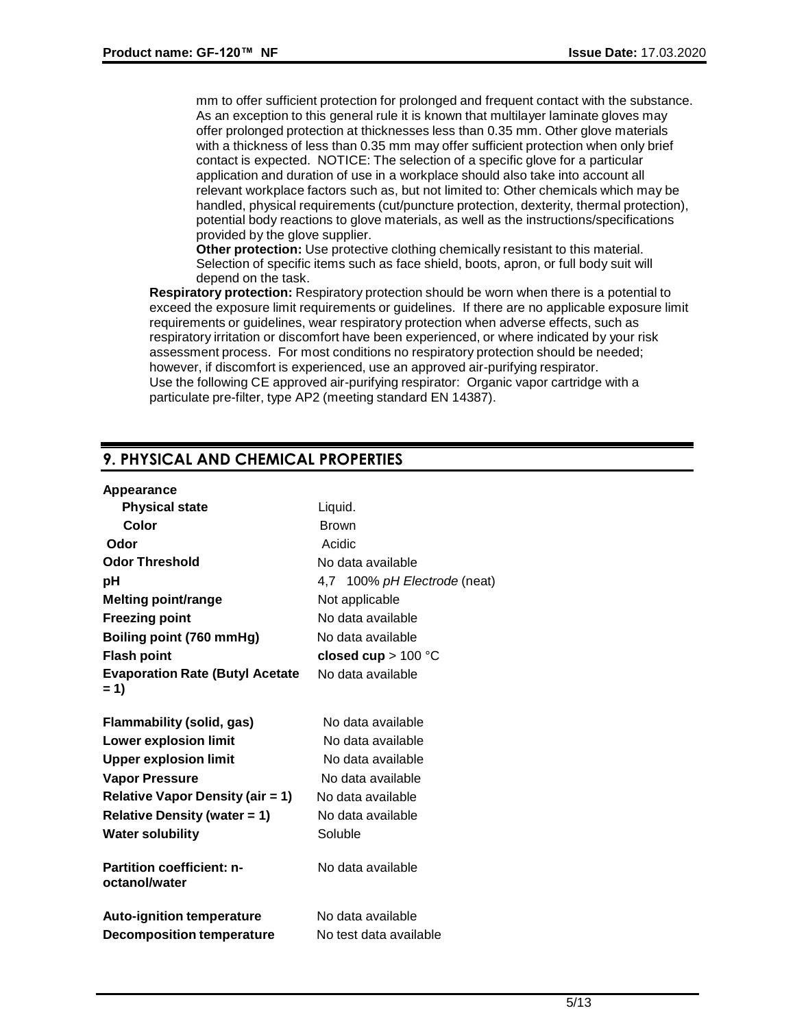mm to offer sufficient protection for prolonged and frequent contact with the substance. As an exception to this general rule it is known that multilayer laminate gloves may offer prolonged protection at thicknesses less than 0.35 mm. Other glove materials with a thickness of less than 0.35 mm may offer sufficient protection when only brief contact is expected. NOTICE: The selection of a specific glove for a particular application and duration of use in a workplace should also take into account all relevant workplace factors such as, but not limited to: Other chemicals which may be handled, physical requirements (cut/puncture protection, dexterity, thermal protection), potential body reactions to glove materials, as well as the instructions/specifications provided by the glove supplier.

**Other protection:** Use protective clothing chemically resistant to this material. Selection of specific items such as face shield, boots, apron, or full body suit will depend on the task.

**Respiratory protection:** Respiratory protection should be worn when there is a potential to exceed the exposure limit requirements or guidelines. If there are no applicable exposure limit requirements or guidelines, wear respiratory protection when adverse effects, such as respiratory irritation or discomfort have been experienced, or where indicated by your risk assessment process. For most conditions no respiratory protection should be needed; however, if discomfort is experienced, use an approved air-purifying respirator.
Use the following CE approved air-purifying respirator: Organic vapor cartridge with a particulate pre-filter, type AP2 (meeting standard EN 14387).

## 9. PHYSICAL AND CHEMICAL PROPERTIES

**Appearance**

| | |
|---|---|
| **Physical state** | Liquid. |
| **Color** | Brown |
| **Odor** | Acidic |
| **Odor Threshold** | No data available |
| **pH** | 4,7 100% *pH Electrode* (neat) |
| **Melting point/range** | Not applicable |
| **Freezing point** | No data available |
| **Boiling point (760 mmHg)** | No data available |
| **Flash point** | **closed cup** > 100 °C |
| **Evaporation Rate (Butyl Acetate = 1)** | No data available |
| **Flammability (solid, gas)** | No data available |
| **Lower explosion limit** | No data available |
| **Upper explosion limit** | No data available |
| **Vapor Pressure** | No data available |
| **Relative Vapor Density (air = 1)** | No data available |
| **Relative Density (water = 1)** | No data available |
| **Water solubility** | Soluble |
| **Partition coefficient: n-octanol/water** | No data available |
| **Auto-ignition temperature** | No data available |
| **Decomposition temperature** | No test data available |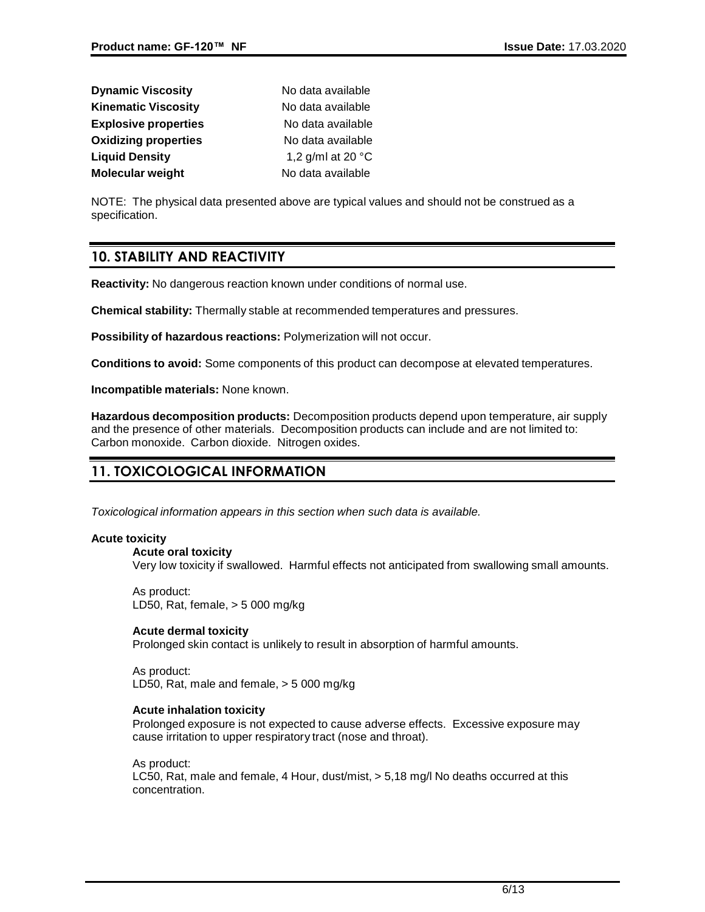| | |
|---|---|
| **Dynamic Viscosity** | No data available |
| **Kinematic Viscosity** | No data available |
| **Explosive properties** | No data available |
| **Oxidizing properties** | No data available |
| **Liquid Density** | 1,2 g/ml at 20 °C |
| **Molecular weight** | No data available |

NOTE: The physical data presented above are typical values and should not be construed as a specification.

## 10. STABILITY AND REACTIVITY

**Reactivity:** No dangerous reaction known under conditions of normal use.

**Chemical stability:** Thermally stable at recommended temperatures and pressures.

**Possibility of hazardous reactions:** Polymerization will not occur.

**Conditions to avoid:** Some components of this product can decompose at elevated temperatures.

**Incompatible materials:** None known.

**Hazardous decomposition products:** Decomposition products depend upon temperature, air supply and the presence of other materials. Decomposition products can include and are not limited to: Carbon monoxide. Carbon dioxide. Nitrogen oxides.

## 11. TOXICOLOGICAL INFORMATION

*Toxicological information appears in this section when such data is available.*

**Acute toxicity**

**Acute oral toxicity**

Very low toxicity if swallowed. Harmful effects not anticipated from swallowing small amounts.

As product:
LD50, Rat, female, > 5 000 mg/kg

**Acute dermal toxicity**

Prolonged skin contact is unlikely to result in absorption of harmful amounts.

As product:
LD50, Rat, male and female, > 5 000 mg/kg

**Acute inhalation toxicity**

Prolonged exposure is not expected to cause adverse effects. Excessive exposure may cause irritation to upper respiratory tract (nose and throat).

As product:
LC50, Rat, male and female, 4 Hour, dust/mist, > 5,18 mg/l No deaths occurred at this concentration.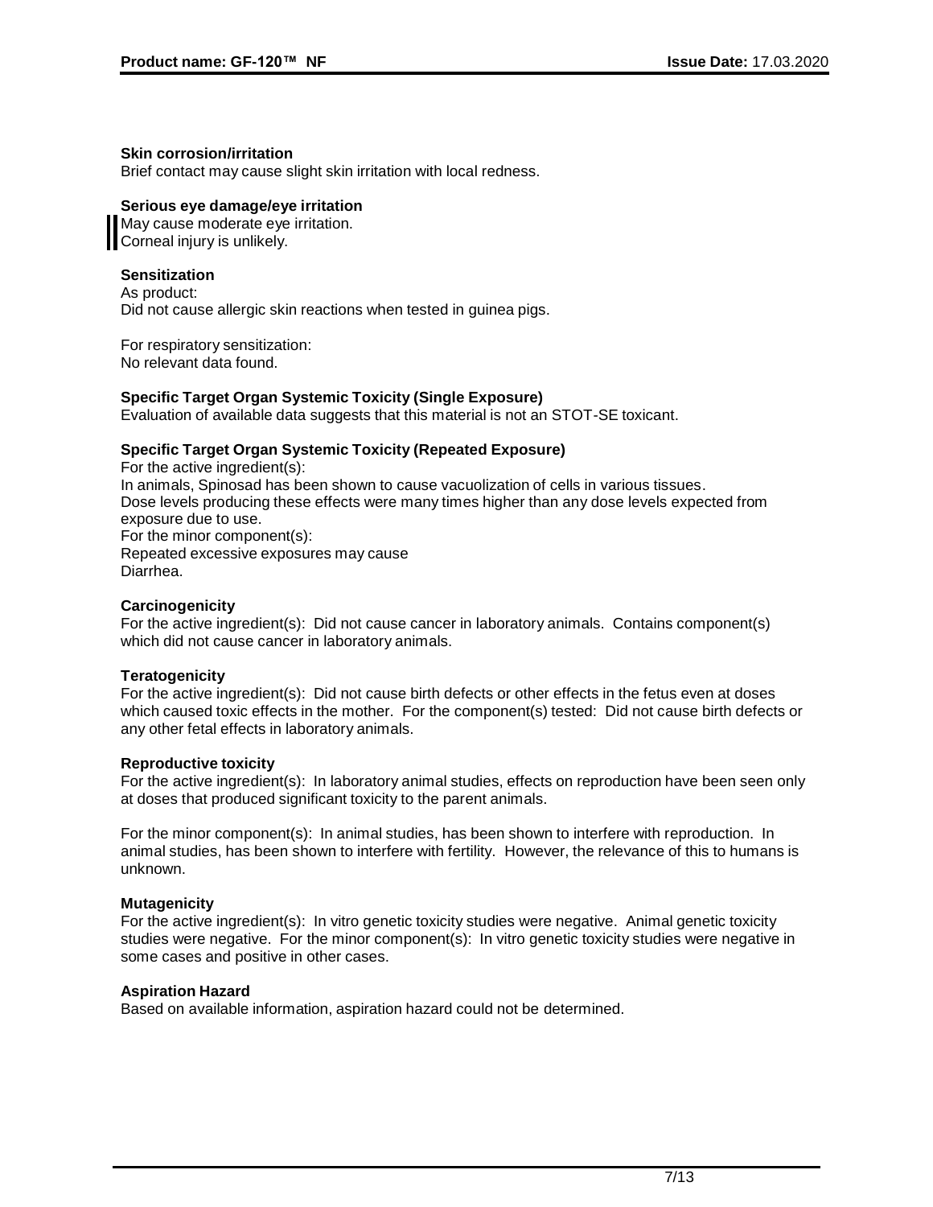### Skin corrosion/irritation

Brief contact may cause slight skin irritation with local redness.

### Serious eye damage/eye irritation

May cause moderate eye irritation.
Corneal injury is unlikely.

### Sensitization

As product:
Did not cause allergic skin reactions when tested in guinea pigs.

For respiratory sensitization:
No relevant data found.

### Specific Target Organ Systemic Toxicity (Single Exposure)

Evaluation of available data suggests that this material is not an STOT-SE toxicant.

### Specific Target Organ Systemic Toxicity (Repeated Exposure)

For the active ingredient(s):
In animals, Spinosad has been shown to cause vacuolization of cells in various tissues.
Dose levels producing these effects were many times higher than any dose levels expected from exposure due to use.
For the minor component(s):
Repeated excessive exposures may cause
Diarrhea.

### Carcinogenicity

For the active ingredient(s): Did not cause cancer in laboratory animals. Contains component(s) which did not cause cancer in laboratory animals.

### Teratogenicity

For the active ingredient(s): Did not cause birth defects or other effects in the fetus even at doses which caused toxic effects in the mother. For the component(s) tested: Did not cause birth defects or any other fetal effects in laboratory animals.

### Reproductive toxicity

For the active ingredient(s): In laboratory animal studies, effects on reproduction have been seen only at doses that produced significant toxicity to the parent animals.

For the minor component(s): In animal studies, has been shown to interfere with reproduction. In animal studies, has been shown to interfere with fertility. However, the relevance of this to humans is unknown.

### Mutagenicity

For the active ingredient(s): In vitro genetic toxicity studies were negative. Animal genetic toxicity studies were negative. For the minor component(s): In vitro genetic toxicity studies were negative in some cases and positive in other cases.

### Aspiration Hazard

Based on available information, aspiration hazard could not be determined.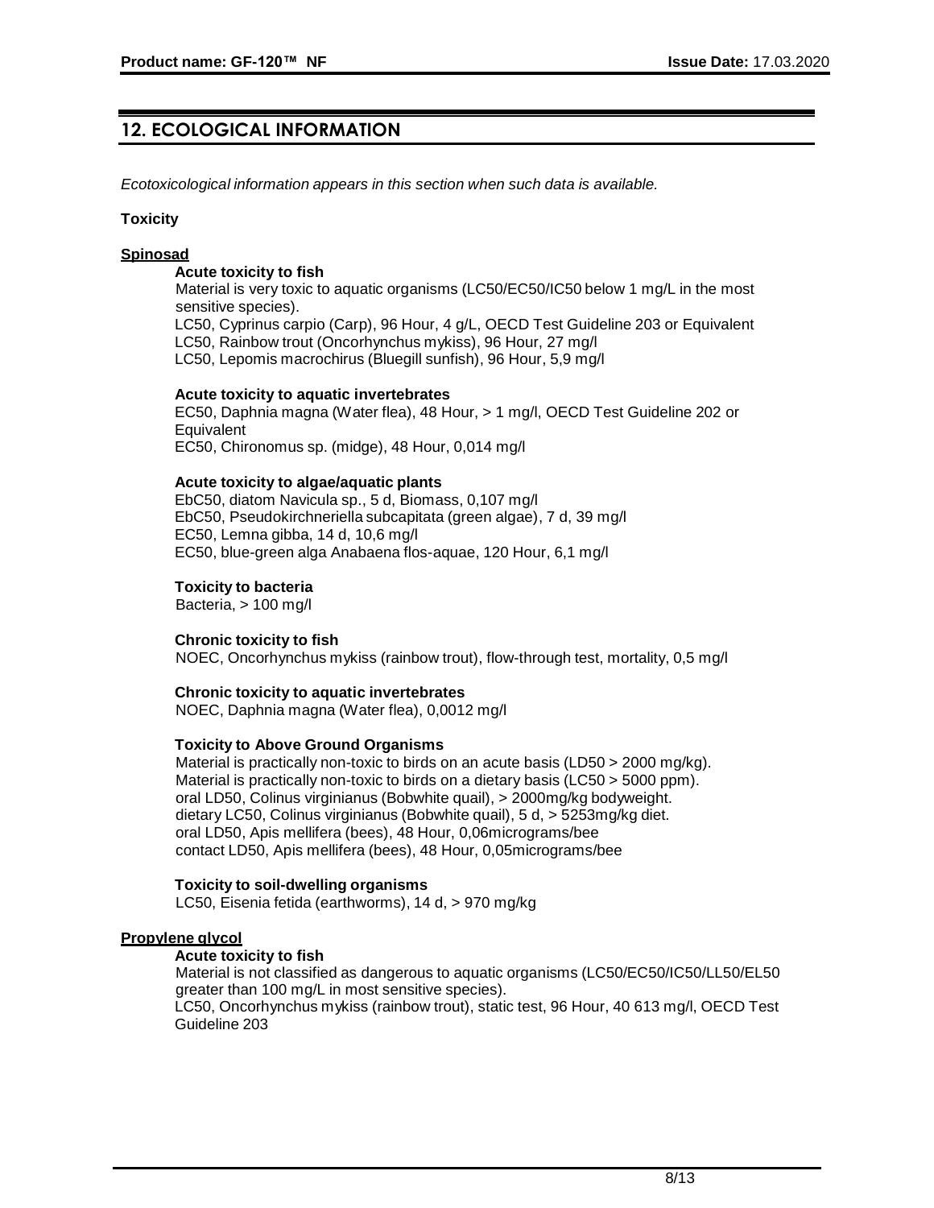## 12. ECOLOGICAL INFORMATION

*Ecotoxicological information appears in this section when such data is available.*

**Toxicity**

**Spinosad**

**Acute toxicity to fish**

Material is very toxic to aquatic organisms (LC50/EC50/IC50 below 1 mg/L in the most sensitive species).
LC50, Cyprinus carpio (Carp), 96 Hour, 4 g/L, OECD Test Guideline 203 or Equivalent
LC50, Rainbow trout (Oncorhynchus mykiss), 96 Hour, 27 mg/l
LC50, Lepomis macrochirus (Bluegill sunfish), 96 Hour, 5,9 mg/l

**Acute toxicity to aquatic invertebrates**

EC50, Daphnia magna (Water flea), 48 Hour, > 1 mg/l, OECD Test Guideline 202 or Equivalent
EC50, Chironomus sp. (midge), 48 Hour, 0,014 mg/l

**Acute toxicity to algae/aquatic plants**

EbC50, diatom Navicula sp., 5 d, Biomass, 0,107 mg/l
EbC50, Pseudokirchneriella subcapitata (green algae), 7 d, 39 mg/l
EC50, Lemna gibba, 14 d, 10,6 mg/l
EC50, blue-green alga Anabaena flos-aquae, 120 Hour, 6,1 mg/l

**Toxicity to bacteria**

Bacteria, > 100 mg/l

**Chronic toxicity to fish**

NOEC, Oncorhynchus mykiss (rainbow trout), flow-through test, mortality, 0,5 mg/l

**Chronic toxicity to aquatic invertebrates**

NOEC, Daphnia magna (Water flea), 0,0012 mg/l

**Toxicity to Above Ground Organisms**

Material is practically non-toxic to birds on an acute basis (LD50 > 2000 mg/kg).
Material is practically non-toxic to birds on a dietary basis (LC50 > 5000 ppm).
oral LD50, Colinus virginianus (Bobwhite quail), > 2000mg/kg bodyweight.
dietary LC50, Colinus virginianus (Bobwhite quail), 5 d, > 5253mg/kg diet.
oral LD50, Apis mellifera (bees), 48 Hour, 0,06micrograms/bee
contact LD50, Apis mellifera (bees), 48 Hour, 0,05micrograms/bee

**Toxicity to soil-dwelling organisms**

LC50, Eisenia fetida (earthworms), 14 d, > 970 mg/kg

**Propylene glycol**

**Acute toxicity to fish**

Material is not classified as dangerous to aquatic organisms (LC50/EC50/IC50/LL50/EL50 greater than 100 mg/L in most sensitive species).
LC50, Oncorhynchus mykiss (rainbow trout), static test, 96 Hour, 40 613 mg/l, OECD Test Guideline 203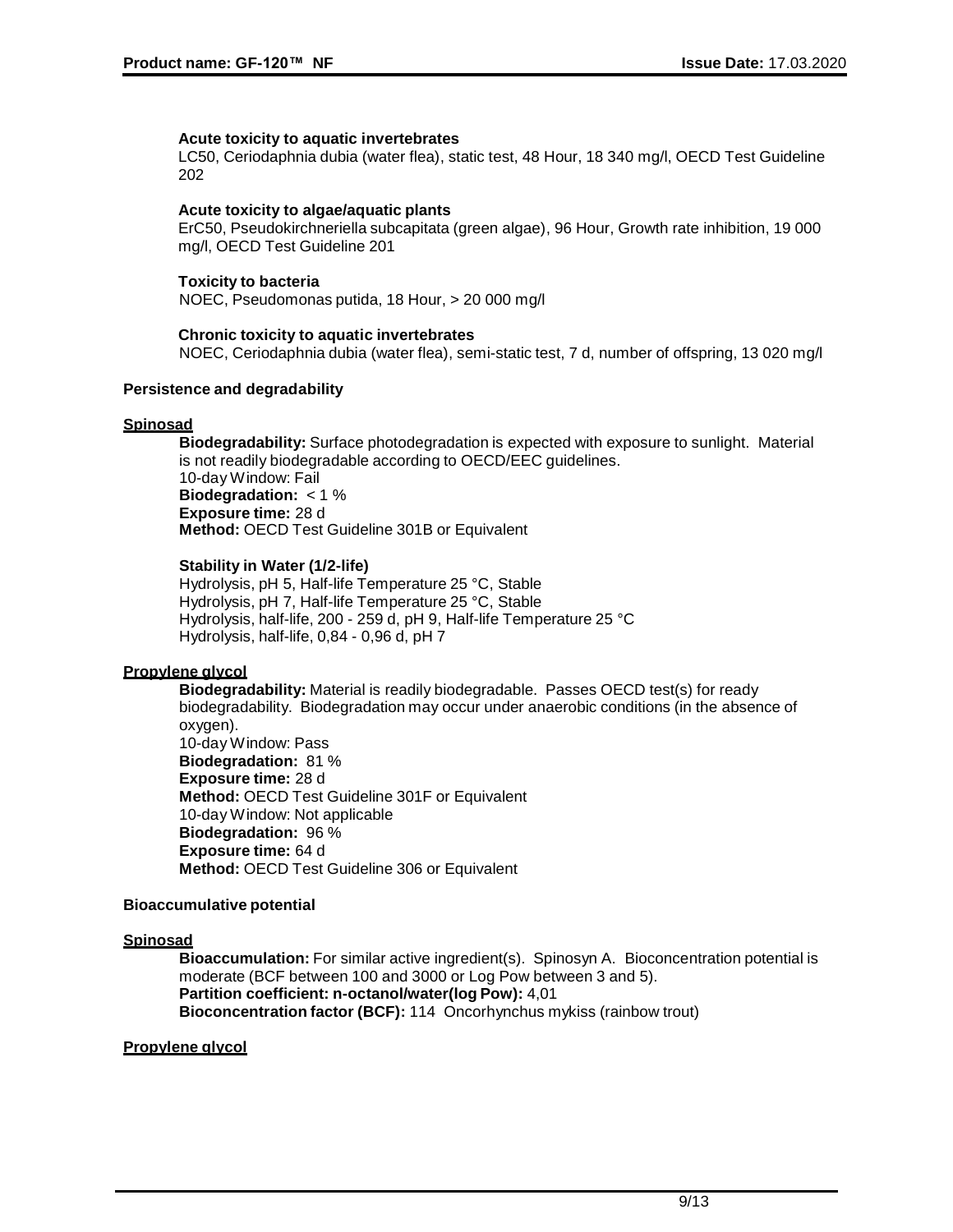**Acute toxicity to aquatic invertebrates**
LC50, Ceriodaphnia dubia (water flea), static test, 48 Hour, 18 340 mg/l, OECD Test Guideline 202

**Acute toxicity to algae/aquatic plants**
ErC50, Pseudokirchneriella subcapitata (green algae), 96 Hour, Growth rate inhibition, 19 000 mg/l, OECD Test Guideline 201

**Toxicity to bacteria**
NOEC, Pseudomonas putida, 18 Hour, > 20 000 mg/l

**Chronic toxicity to aquatic invertebrates**
NOEC, Ceriodaphnia dubia (water flea), semi-static test, 7 d, number of offspring, 13 020 mg/l

**Persistence and degradability**

**Spinosad**

**Biodegradability:** Surface photodegradation is expected with exposure to sunlight. Material is not readily biodegradable according to OECD/EEC guidelines.
10-day Window: Fail
**Biodegradation:** < 1 %
**Exposure time:** 28 d
**Method:** OECD Test Guideline 301B or Equivalent

**Stability in Water (1/2-life)**
Hydrolysis, pH 5, Half-life Temperature 25 °C, Stable
Hydrolysis, pH 7, Half-life Temperature 25 °C, Stable
Hydrolysis, half-life, 200 - 259 d, pH 9, Half-life Temperature 25 °C
Hydrolysis, half-life, 0,84 - 0,96 d, pH 7

**Propylene glycol**

**Biodegradability:** Material is readily biodegradable. Passes OECD test(s) for ready biodegradability. Biodegradation may occur under anaerobic conditions (in the absence of oxygen).
10-day Window: Pass
**Biodegradation:** 81 %
**Exposure time:** 28 d
**Method:** OECD Test Guideline 301F or Equivalent
10-day Window: Not applicable
**Biodegradation:** 96 %
**Exposure time:** 64 d
**Method:** OECD Test Guideline 306 or Equivalent

**Bioaccumulative potential**

**Spinosad**

**Bioaccumulation:** For similar active ingredient(s). Spinosyn A. Bioconcentration potential is moderate (BCF between 100 and 3000 or Log Pow between 3 and 5).
**Partition coefficient: n-octanol/water(log Pow):** 4,01
**Bioconcentration factor (BCF):** 114 Oncorhynchus mykiss (rainbow trout)

**Propylene glycol**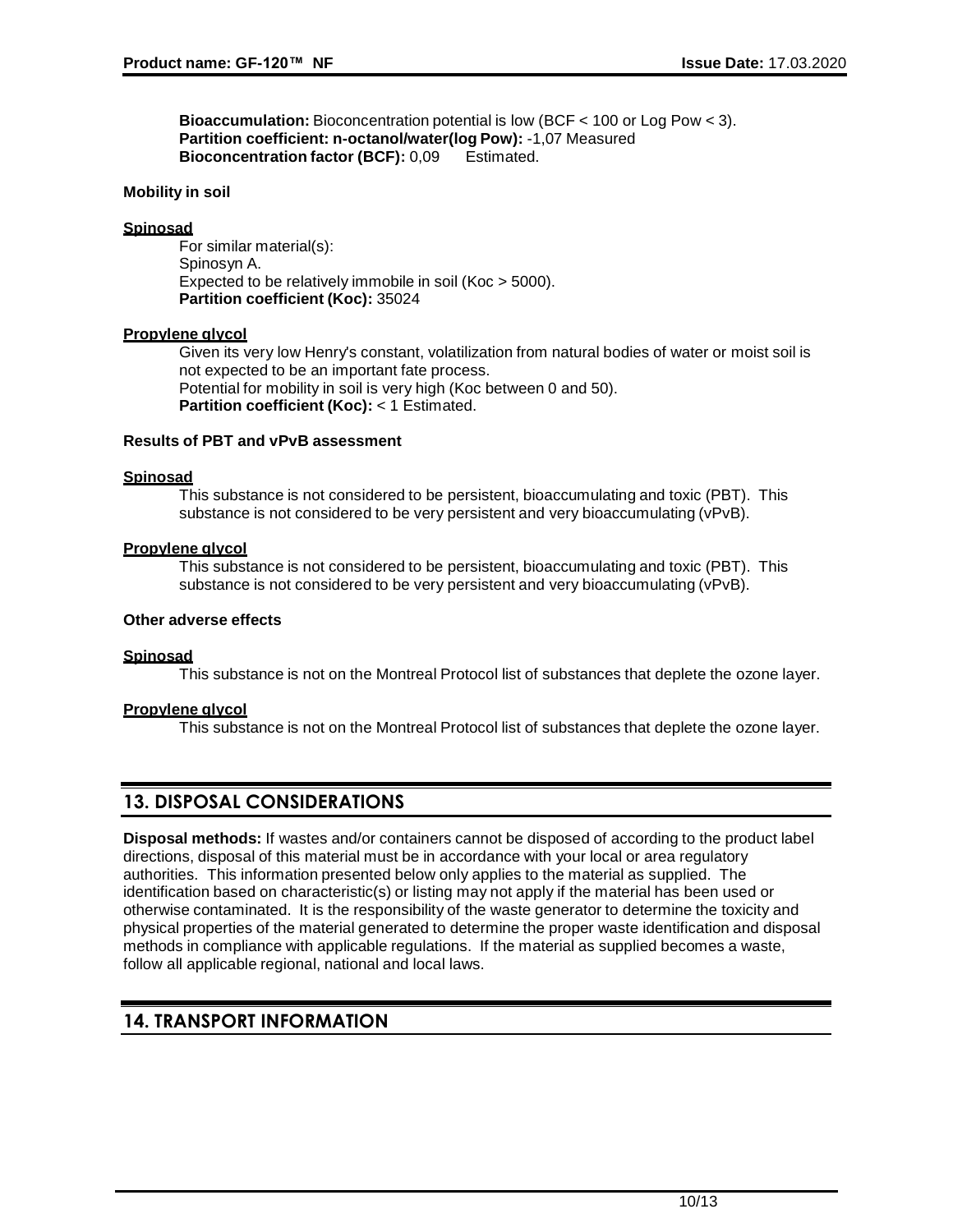**Bioaccumulation:** Bioconcentration potential is low (BCF < 100 or Log Pow < 3).
**Partition coefficient: n-octanol/water(log Pow):** -1,07 Measured
**Bioconcentration factor (BCF):** 0,09 Estimated.

**Mobility in soil**

**Spinosad**

For similar material(s):
Spinosyn A.
Expected to be relatively immobile in soil (Koc > 5000).
**Partition coefficient (Koc):** 35024

**Propylene glycol**

Given its very low Henry's constant, volatilization from natural bodies of water or moist soil is not expected to be an important fate process.
Potential for mobility in soil is very high (Koc between 0 and 50).
**Partition coefficient (Koc):** < 1 Estimated.

**Results of PBT and vPvB assessment**

**Spinosad**

This substance is not considered to be persistent, bioaccumulating and toxic (PBT). This substance is not considered to be very persistent and very bioaccumulating (vPvB).

**Propylene glycol**

This substance is not considered to be persistent, bioaccumulating and toxic (PBT). This substance is not considered to be very persistent and very bioaccumulating (vPvB).

**Other adverse effects**

**Spinosad**

This substance is not on the Montreal Protocol list of substances that deplete the ozone layer.

**Propylene glycol**

This substance is not on the Montreal Protocol list of substances that deplete the ozone layer.

## 13. DISPOSAL CONSIDERATIONS

**Disposal methods:** If wastes and/or containers cannot be disposed of according to the product label directions, disposal of this material must be in accordance with your local or area regulatory authorities. This information presented below only applies to the material as supplied. The identification based on characteristic(s) or listing may not apply if the material has been used or otherwise contaminated. It is the responsibility of the waste generator to determine the toxicity and physical properties of the material generated to determine the proper waste identification and disposal methods in compliance with applicable regulations. If the material as supplied becomes a waste, follow all applicable regional, national and local laws.

## 14. TRANSPORT INFORMATION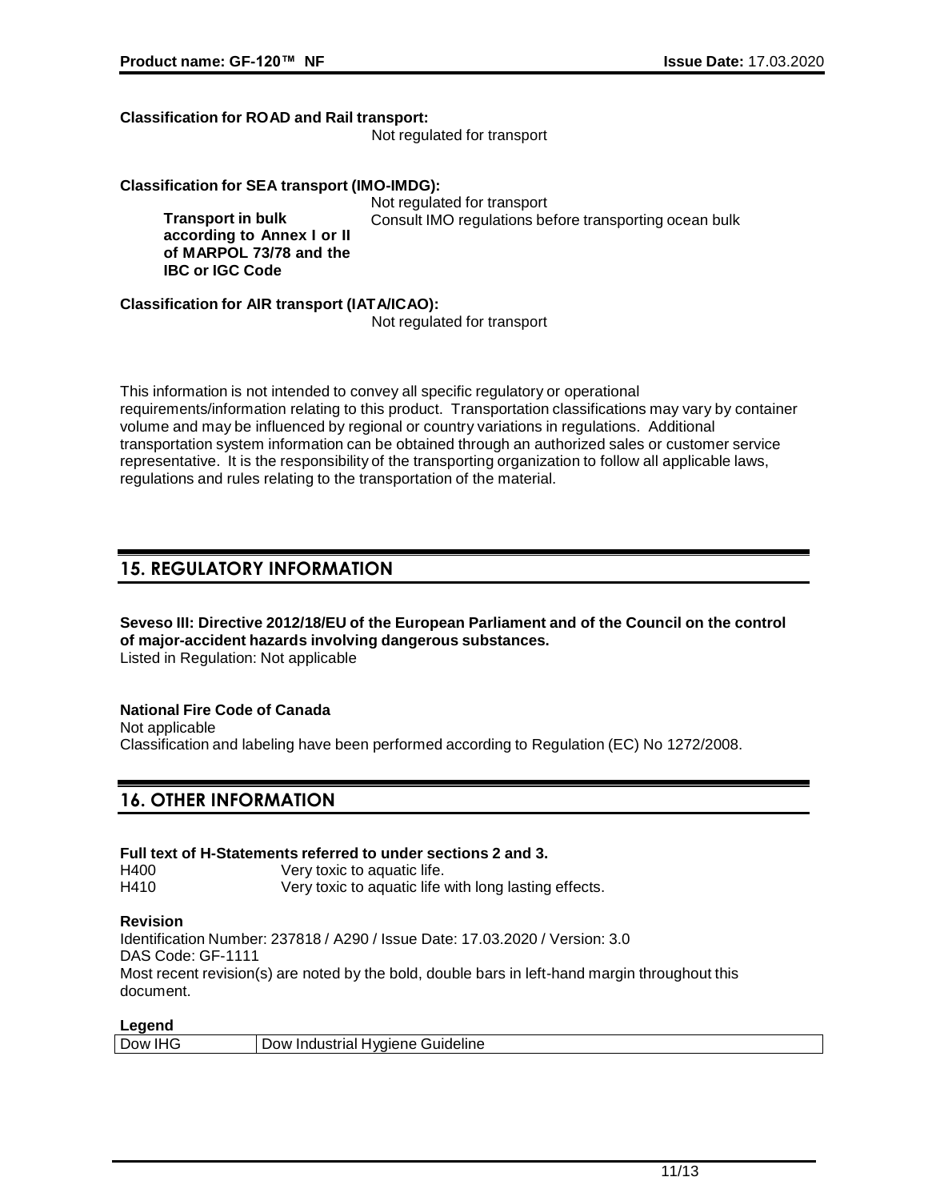**Classification for ROAD and Rail transport:**

Not regulated for transport

**Classification for SEA transport (IMO-IMDG):**

Not regulated for transport

**Transport in bulk according to Annex I or II of MARPOL 73/78 and the IBC or IGC Code**

Consult IMO regulations before transporting ocean bulk

**Classification for AIR transport (IATA/ICAO):**

Not regulated for transport

This information is not intended to convey all specific regulatory or operational requirements/information relating to this product. Transportation classifications may vary by container volume and may be influenced by regional or country variations in regulations. Additional transportation system information can be obtained through an authorized sales or customer service representative. It is the responsibility of the transporting organization to follow all applicable laws, regulations and rules relating to the transportation of the material.

## 15. REGULATORY INFORMATION

**Seveso III: Directive 2012/18/EU of the European Parliament and of the Council on the control of major-accident hazards involving dangerous substances.**

Listed in Regulation: Not applicable

**National Fire Code of Canada**

Not applicable

Classification and labeling have been performed according to Regulation (EC) No 1272/2008.

## 16. OTHER INFORMATION

**Full text of H-Statements referred to under sections 2 and 3.**

H400 Very toxic to aquatic life.

H410 Very toxic to aquatic life with long lasting effects.

**Revision**

Identification Number: 237818 / A290 / Issue Date: 17.03.2020 / Version: 3.0

DAS Code: GF-1111

Most recent revision(s) are noted by the bold, double bars in left-hand margin throughout this document.

**Legend**

| Dow IHG | Dow Industrial Hygiene Guideline |
|---|---|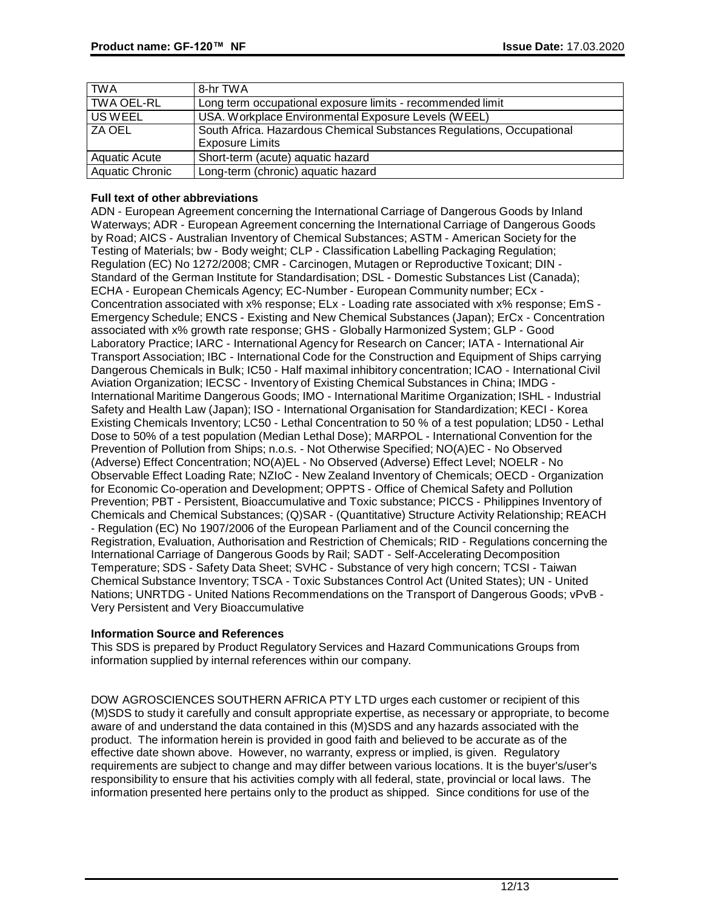| TWA | 8-hr TWA |
|---|---|
| TWA OEL-RL | Long term occupational exposure limits - recommended limit |
| US WEEL | USA. Workplace Environmental Exposure Levels (WEEL) |
| ZA OEL | South Africa. Hazardous Chemical Substances Regulations, Occupational Exposure Limits |
| Aquatic Acute | Short-term (acute) aquatic hazard |
| Aquatic Chronic | Long-term (chronic) aquatic hazard |

**Full text of other abbreviations**

ADN - European Agreement concerning the International Carriage of Dangerous Goods by Inland Waterways; ADR - European Agreement concerning the International Carriage of Dangerous Goods by Road; AICS - Australian Inventory of Chemical Substances; ASTM - American Society for the Testing of Materials; bw - Body weight; CLP - Classification Labelling Packaging Regulation; Regulation (EC) No 1272/2008; CMR - Carcinogen, Mutagen or Reproductive Toxicant; DIN - Standard of the German Institute for Standardisation; DSL - Domestic Substances List (Canada); ECHA - European Chemicals Agency; EC-Number - European Community number; ECx - Concentration associated with x% response; ELx - Loading rate associated with x% response; EmS - Emergency Schedule; ENCS - Existing and New Chemical Substances (Japan); ErCx - Concentration associated with x% growth rate response; GHS - Globally Harmonized System; GLP - Good Laboratory Practice; IARC - International Agency for Research on Cancer; IATA - International Air Transport Association; IBC - International Code for the Construction and Equipment of Ships carrying Dangerous Chemicals in Bulk; IC50 - Half maximal inhibitory concentration; ICAO - International Civil Aviation Organization; IECSC - Inventory of Existing Chemical Substances in China; IMDG - International Maritime Dangerous Goods; IMO - International Maritime Organization; ISHL - Industrial Safety and Health Law (Japan); ISO - International Organisation for Standardization; KECI - Korea Existing Chemicals Inventory; LC50 - Lethal Concentration to 50 % of a test population; LD50 - Lethal Dose to 50% of a test population (Median Lethal Dose); MARPOL - International Convention for the Prevention of Pollution from Ships; n.o.s. - Not Otherwise Specified; NO(A)EC - No Observed (Adverse) Effect Concentration; NO(A)EL - No Observed (Adverse) Effect Level; NOELR - No Observable Effect Loading Rate; NZIoC - New Zealand Inventory of Chemicals; OECD - Organization for Economic Co-operation and Development; OPPTS - Office of Chemical Safety and Pollution Prevention; PBT - Persistent, Bioaccumulative and Toxic substance; PICCS - Philippines Inventory of Chemicals and Chemical Substances; (Q)SAR - (Quantitative) Structure Activity Relationship; REACH - Regulation (EC) No 1907/2006 of the European Parliament and of the Council concerning the Registration, Evaluation, Authorisation and Restriction of Chemicals; RID - Regulations concerning the International Carriage of Dangerous Goods by Rail; SADT - Self-Accelerating Decomposition Temperature; SDS - Safety Data Sheet; SVHC - Substance of very high concern; TCSI - Taiwan Chemical Substance Inventory; TSCA - Toxic Substances Control Act (United States); UN - United Nations; UNRTDG - United Nations Recommendations on the Transport of Dangerous Goods; vPvB - Very Persistent and Very Bioaccumulative

**Information Source and References**

This SDS is prepared by Product Regulatory Services and Hazard Communications Groups from information supplied by internal references within our company.

DOW AGROSCIENCES SOUTHERN AFRICA PTY LTD urges each customer or recipient of this (M)SDS to study it carefully and consult appropriate expertise, as necessary or appropriate, to become aware of and understand the data contained in this (M)SDS and any hazards associated with the product. The information herein is provided in good faith and believed to be accurate as of the effective date shown above. However, no warranty, express or implied, is given. Regulatory requirements are subject to change and may differ between various locations. It is the buyer's/user's responsibility to ensure that his activities comply with all federal, state, provincial or local laws. The information presented here pertains only to the product as shipped. Since conditions for use of the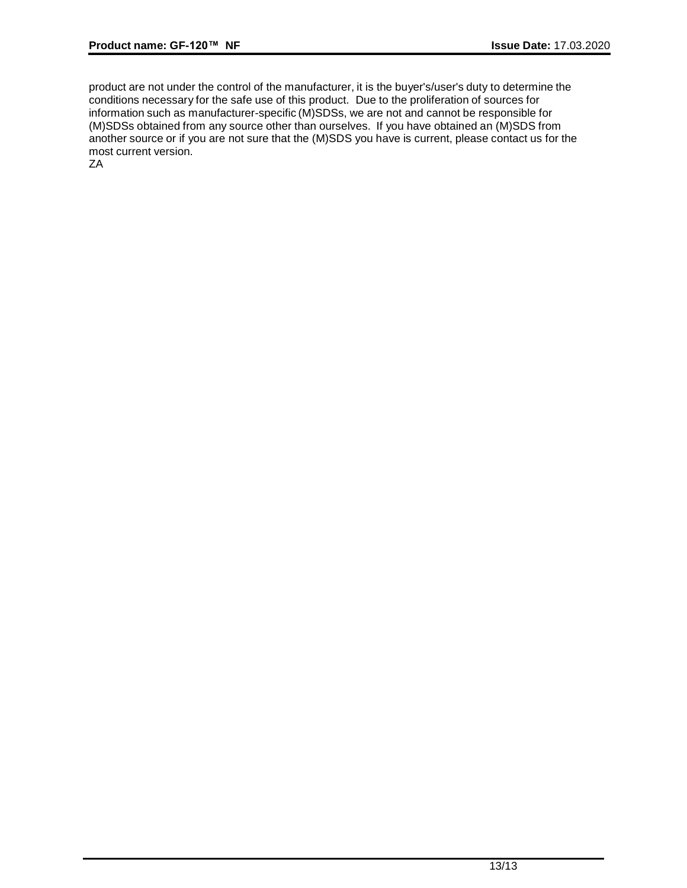product are not under the control of the manufacturer, it is the buyer's/user's duty to determine the conditions necessary for the safe use of this product. Due to the proliferation of sources for information such as manufacturer-specific (M)SDSs, we are not and cannot be responsible for (M)SDSs obtained from any source other than ourselves. If you have obtained an (M)SDS from another source or if you are not sure that the (M)SDS you have is current, please contact us for the most current version.
ZA